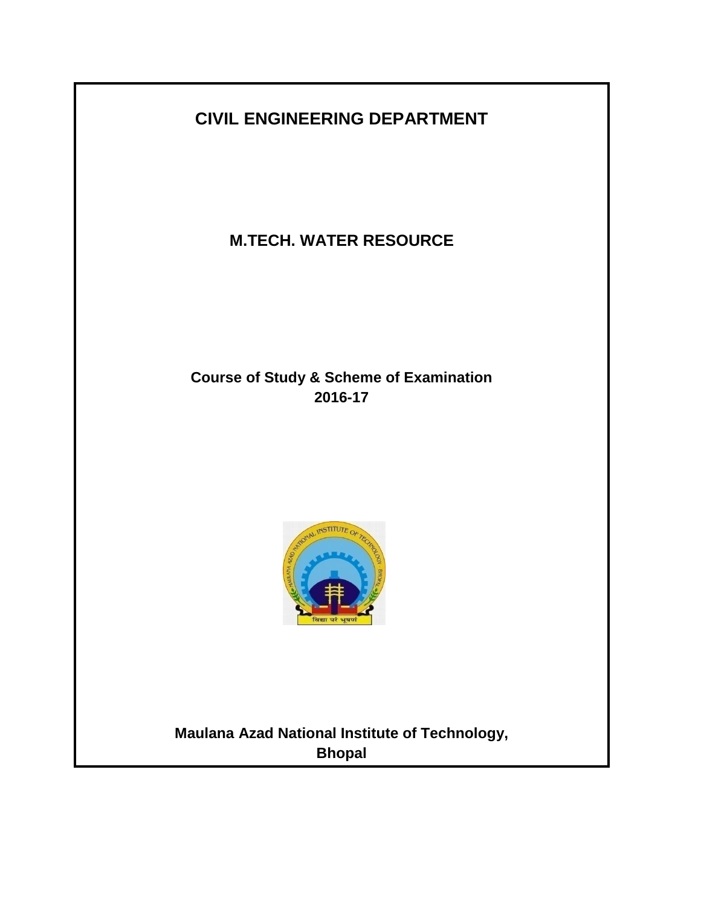# CIVIL ENGINEERING DEPARTMENT

## M.TECH. WATER RESOURCE

**Course of Study & Scheme of Examination**
**2016-17**

**Maulana Azad National Institute of Technology,**
**Bhopal**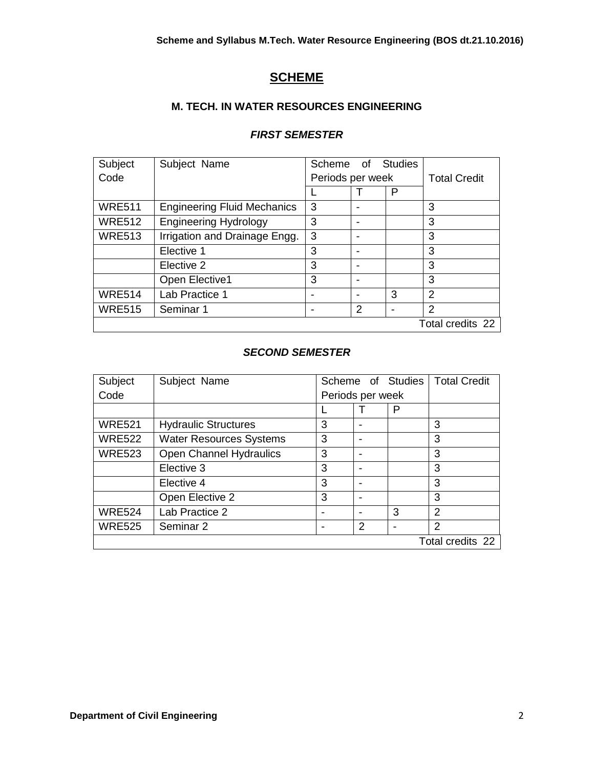# SCHEME

## M. TECH. IN WATER RESOURCES ENGINEERING

### *FIRST SEMESTER*

| Subject Code | Subject Name | Scheme of Studies Periods per week | | | Total Credit |
|---|---|---|---|---|---|
| | | L | T | P | |
| WRE511 | Engineering Fluid Mechanics | 3 | - | | 3 |
| WRE512 | Engineering Hydrology | 3 | - | | 3 |
| WRE513 | Irrigation and Drainage Engg. | 3 | - | | 3 |
| | Elective 1 | 3 | - | | 3 |
| | Elective 2 | 3 | - | | 3 |
| | Open Elective1 | 3 | - | | 3 |
| WRE514 | Lab Practice 1 | - | - | 3 | 2 |
| WRE515 | Seminar 1 | - | 2 | - | 2 |
| | | | | | Total credits 22 |

### *SECOND SEMESTER*

| Subject Code | Subject Name | Scheme of Studies Periods per week | | | Total Credit |
|---|---|---|---|---|---|
| | | L | T | P | |
| WRE521 | Hydraulic Structures | 3 | - | | 3 |
| WRE522 | Water Resources Systems | 3 | - | | 3 |
| WRE523 | Open Channel Hydraulics | 3 | - | | 3 |
| | Elective 3 | 3 | - | | 3 |
| | Elective 4 | 3 | - | | 3 |
| | Open Elective 2 | 3 | - | | 3 |
| WRE524 | Lab Practice 2 | - | - | 3 | 2 |
| WRE525 | Seminar 2 | - | 2 | - | 2 |
| | | | | | Total credits 22 |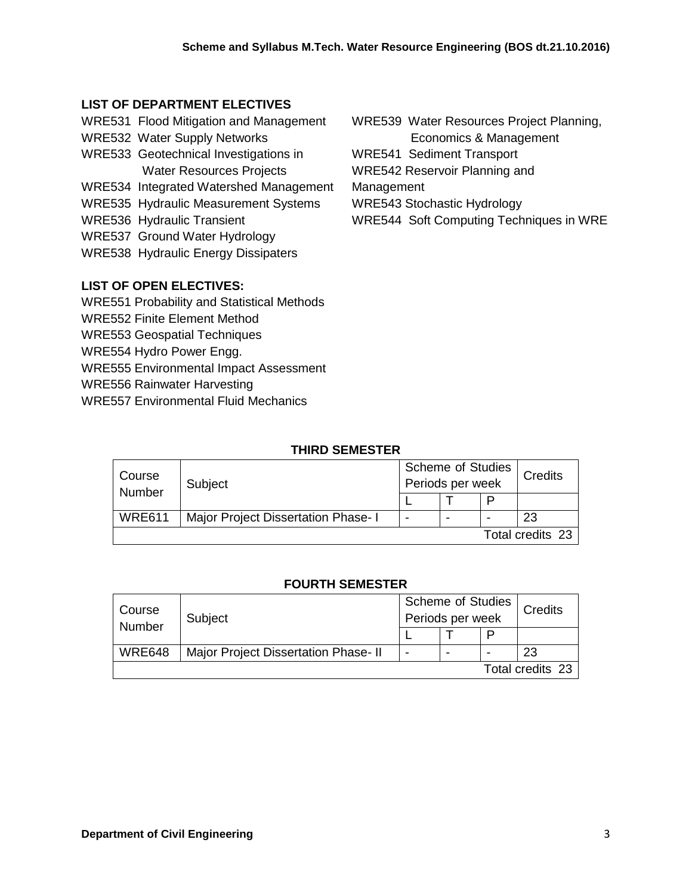## LIST OF DEPARTMENT ELECTIVES

WRE531 Flood Mitigation and Management
WRE532 Water Supply Networks
WRE533 Geotechnical Investigations in Water Resources Projects
WRE534 Integrated Watershed Management
WRE535 Hydraulic Measurement Systems
WRE536 Hydraulic Transient
WRE537 Ground Water Hydrology
WRE538 Hydraulic Energy Dissipaters
WRE539 Water Resources Project Planning, Economics & Management
WRE541 Sediment Transport
WRE542 Reservoir Planning and Management
WRE543 Stochastic Hydrology
WRE544 Soft Computing Techniques in WRE

## LIST OF OPEN ELECTIVES:

WRE551 Probability and Statistical Methods
WRE552 Finite Element Method
WRE553 Geospatial Techniques
WRE554 Hydro Power Engg.
WRE555 Environmental Impact Assessment
WRE556 Rainwater Harvesting
WRE557 Environmental Fluid Mechanics

### THIRD SEMESTER

| Course Number | Subject | Scheme of Studies Periods per week | | | Credits |
|---|---|---|---|---|---|
| | | L | T | P | |
| WRE611 | Major Project Dissertation Phase- I | - | - | - | 23 |
| | | | | Total credits | 23 |

### FOURTH SEMESTER

| Course Number | Subject | Scheme of Studies Periods per week | | | Credits |
|---|---|---|---|---|---|
| | | L | T | P | |
| WRE648 | Major Project Dissertation Phase- II | - | - | - | 23 |
| | | | | Total credits | 23 |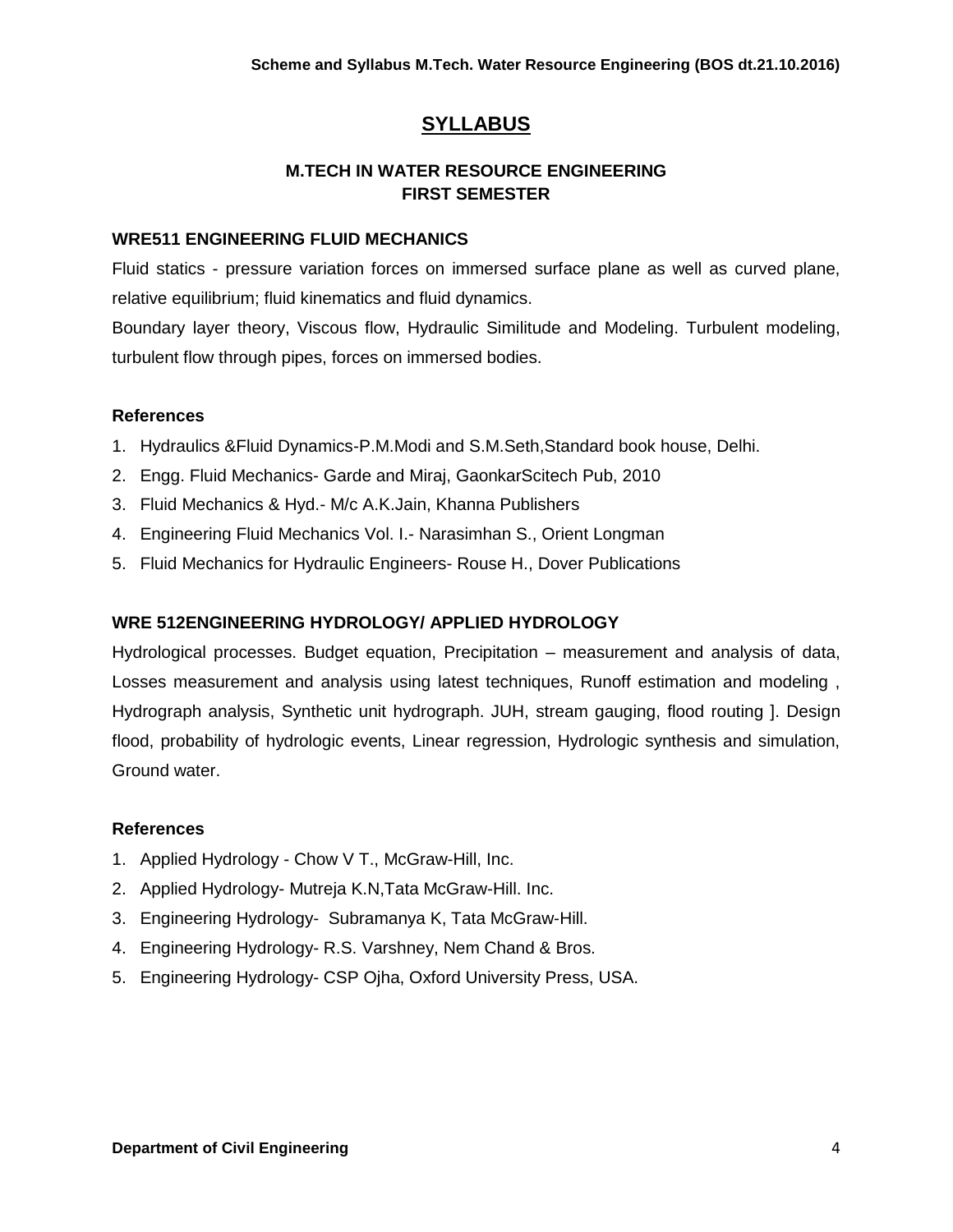# SYLLABUS

## M.TECH IN WATER RESOURCE ENGINEERING
## FIRST SEMESTER

### WRE511 ENGINEERING FLUID MECHANICS

Fluid statics - pressure variation forces on immersed surface plane as well as curved plane, relative equilibrium; fluid kinematics and fluid dynamics.

Boundary layer theory, Viscous flow, Hydraulic Similitude and Modeling. Turbulent modeling, turbulent flow through pipes, forces on immersed bodies.

**References**

1. Hydraulics &Fluid Dynamics-P.M.Modi and S.M.Seth,Standard book house, Delhi.
2. Engg. Fluid Mechanics- Garde and Miraj, GaonkarScitech Pub, 2010
3. Fluid Mechanics & Hyd.- M/c A.K.Jain, Khanna Publishers
4. Engineering Fluid Mechanics Vol. I.- Narasimhan S., Orient Longman
5. Fluid Mechanics for Hydraulic Engineers- Rouse H., Dover Publications

### WRE 512ENGINEERING HYDROLOGY/ APPLIED HYDROLOGY

Hydrological processes. Budget equation, Precipitation – measurement and analysis of data, Losses measurement and analysis using latest techniques, Runoff estimation and modeling , Hydrograph analysis, Synthetic unit hydrograph. JUH, stream gauging, flood routing ]. Design flood, probability of hydrologic events, Linear regression, Hydrologic synthesis and simulation, Ground water.

**References**

1. Applied Hydrology - Chow V T., McGraw-Hill, Inc.
2. Applied Hydrology- Mutreja K.N,Tata McGraw-Hill. Inc.
3. Engineering Hydrology- Subramanya K, Tata McGraw-Hill.
4. Engineering Hydrology- R.S. Varshney, Nem Chand & Bros.
5. Engineering Hydrology- CSP Ojha, Oxford University Press, USA.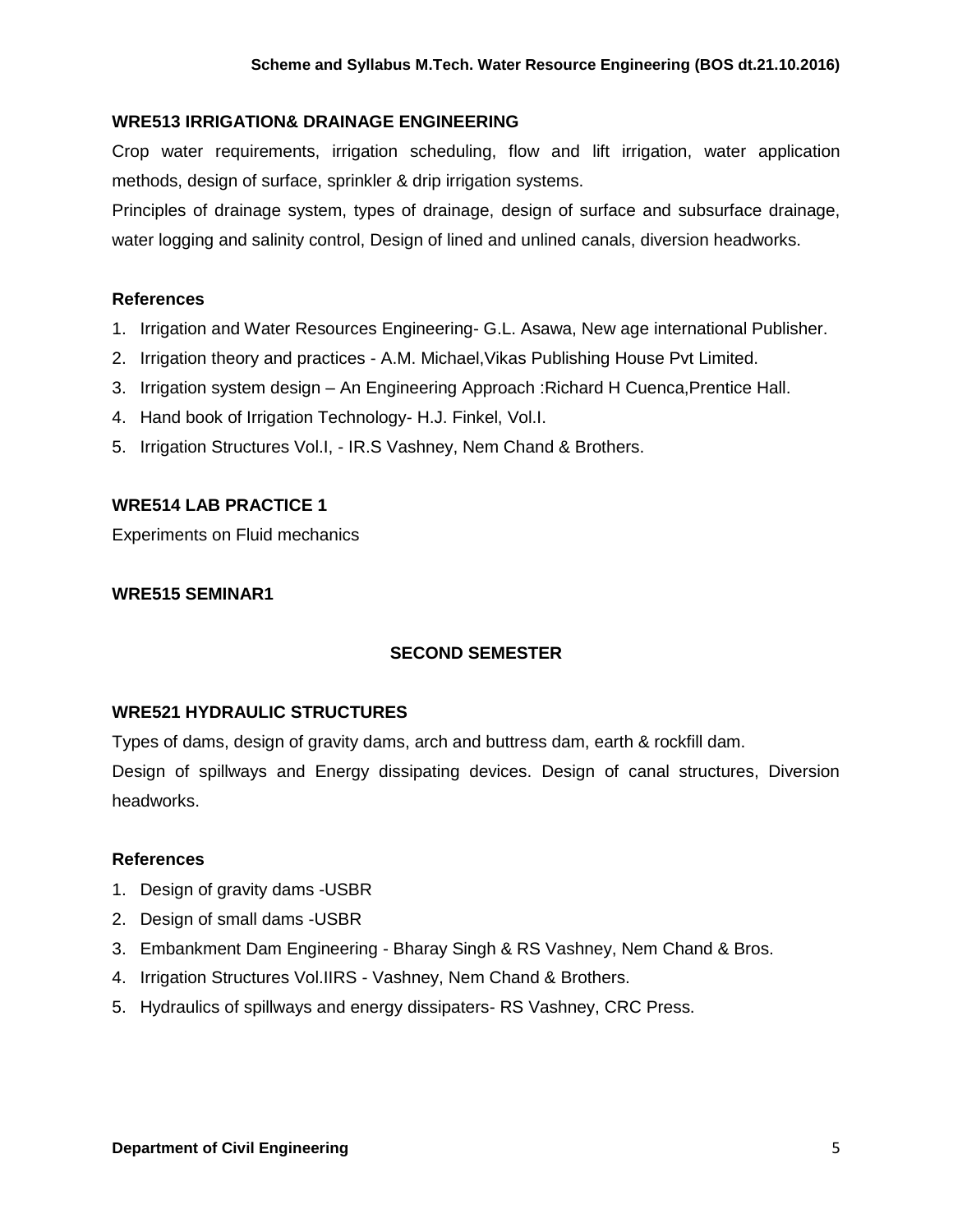### WRE513 IRRIGATION& DRAINAGE ENGINEERING

Crop water requirements, irrigation scheduling, flow and lift irrigation, water application methods, design of surface, sprinkler & drip irrigation systems.

Principles of drainage system, types of drainage, design of surface and subsurface drainage, water logging and salinity control, Design of lined and unlined canals, diversion headworks.

#### References

1. Irrigation and Water Resources Engineering- G.L. Asawa, New age international Publisher.
2. Irrigation theory and practices - A.M. Michael,Vikas Publishing House Pvt Limited.
3. Irrigation system design – An Engineering Approach :Richard H Cuenca,Prentice Hall.
4. Hand book of Irrigation Technology- H.J. Finkel, Vol.I.
5. Irrigation Structures Vol.I, - IR.S Vashney, Nem Chand & Brothers.

### WRE514 LAB PRACTICE 1

Experiments on Fluid mechanics

### WRE515 SEMINAR1

## SECOND SEMESTER

### WRE521 HYDRAULIC STRUCTURES

Types of dams, design of gravity dams, arch and buttress dam, earth & rockfill dam.

Design of spillways and Energy dissipating devices. Design of canal structures, Diversion headworks.

#### References

1. Design of gravity dams -USBR
2. Design of small dams -USBR
3. Embankment Dam Engineering - Bharay Singh & RS Vashney, Nem Chand & Bros.
4. Irrigation Structures Vol.IIRS - Vashney, Nem Chand & Brothers.
5. Hydraulics of spillways and energy dissipaters- RS Vashney, CRC Press.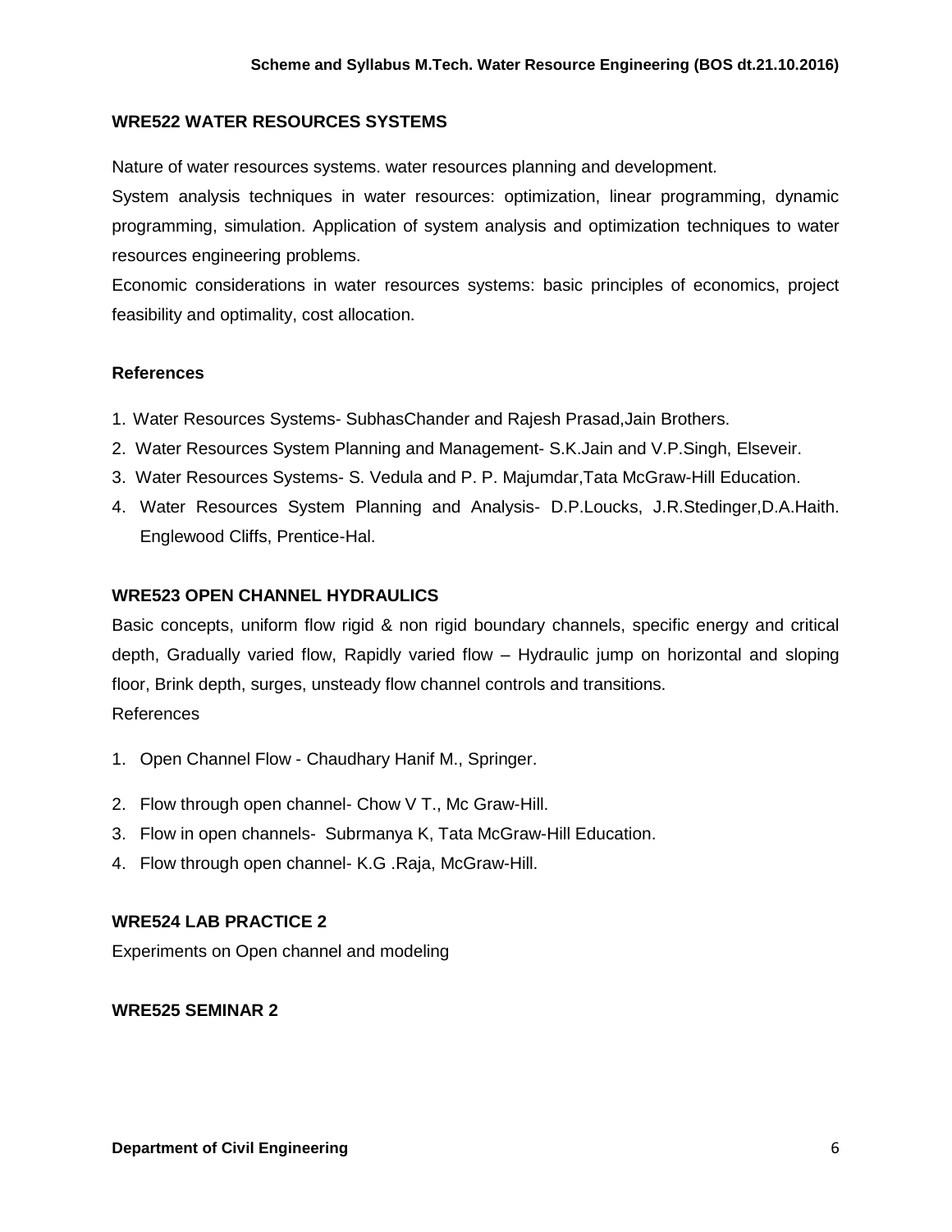### WRE522 WATER RESOURCES SYSTEMS

Nature of water resources systems. water resources planning and development.

System analysis techniques in water resources: optimization, linear programming, dynamic programming, simulation. Application of system analysis and optimization techniques to water resources engineering problems.

Economic considerations in water resources systems: basic principles of economics, project feasibility and optimality, cost allocation.

**References**

1. Water Resources Systems- SubhasChander and Rajesh Prasad,Jain Brothers.
2. Water Resources System Planning and Management- S.K.Jain and V.P.Singh, Elseveir.
3. Water Resources Systems- S. Vedula and P. P. Majumdar,Tata McGraw-Hill Education.
4. Water Resources System Planning and Analysis- D.P.Loucks, J.R.Stedinger,D.A.Haith. Englewood Cliffs, Prentice-Hal.

### WRE523 OPEN CHANNEL HYDRAULICS

Basic concepts, uniform flow rigid & non rigid boundary channels, specific energy and critical depth, Gradually varied flow, Rapidly varied flow – Hydraulic jump on horizontal and sloping floor, Brink depth, surges, unsteady flow channel controls and transitions.

References

1. Open Channel Flow - Chaudhary Hanif M., Springer.
2. Flow through open channel- Chow V T., Mc Graw-Hill.
3. Flow in open channels- Subrmanya K, Tata McGraw-Hill Education.
4. Flow through open channel- K.G .Raja, McGraw-Hill.

### WRE524 LAB PRACTICE 2

Experiments on Open channel and modeling

### WRE525 SEMINAR 2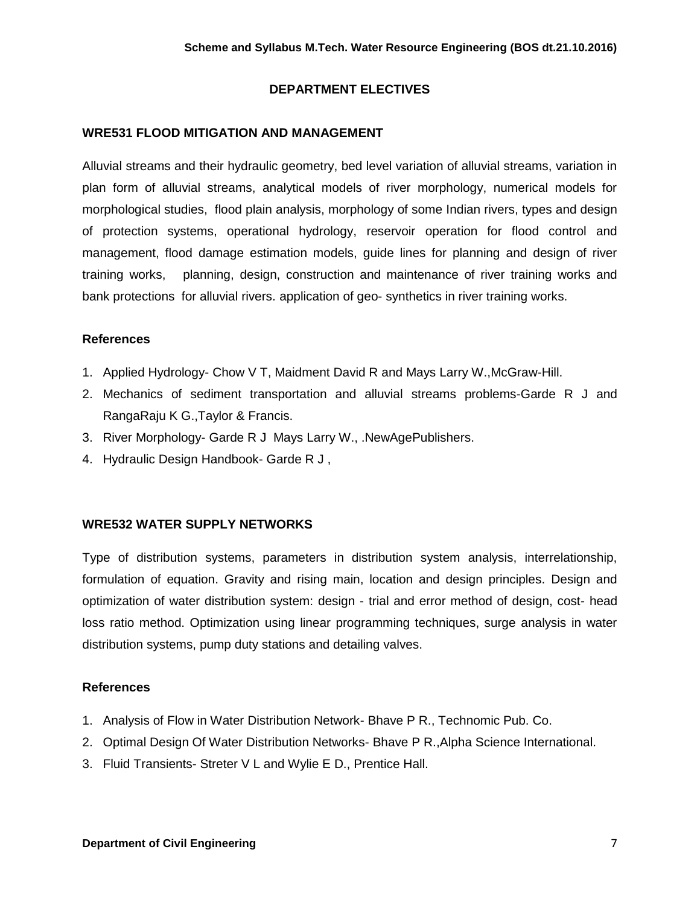## DEPARTMENT ELECTIVES

### WRE531 FLOOD MITIGATION AND MANAGEMENT

Alluvial streams and their hydraulic geometry, bed level variation of alluvial streams, variation in plan form of alluvial streams, analytical models of river morphology, numerical models for morphological studies, flood plain analysis, morphology of some Indian rivers, types and design of protection systems, operational hydrology, reservoir operation for flood control and management, flood damage estimation models, guide lines for planning and design of river training works, planning, design, construction and maintenance of river training works and bank protections for alluvial rivers. application of geo- synthetics in river training works.

**References**

1. Applied Hydrology- Chow V T, Maidment David R and Mays Larry W.,McGraw-Hill.
2. Mechanics of sediment transportation and alluvial streams problems-Garde R J and RangaRaju K G.,Taylor & Francis.
3. River Morphology- Garde R J Mays Larry W., .NewAgePublishers.
4. Hydraulic Design Handbook- Garde R J ,

### WRE532 WATER SUPPLY NETWORKS

Type of distribution systems, parameters in distribution system analysis, interrelationship, formulation of equation. Gravity and rising main, location and design principles. Design and optimization of water distribution system: design - trial and error method of design, cost- head loss ratio method. Optimization using linear programming techniques, surge analysis in water distribution systems, pump duty stations and detailing valves.

**References**

1. Analysis of Flow in Water Distribution Network- Bhave P R., Technomic Pub. Co.
2. Optimal Design Of Water Distribution Networks- Bhave P R.,Alpha Science International.
3. Fluid Transients- Streter V L and Wylie E D., Prentice Hall.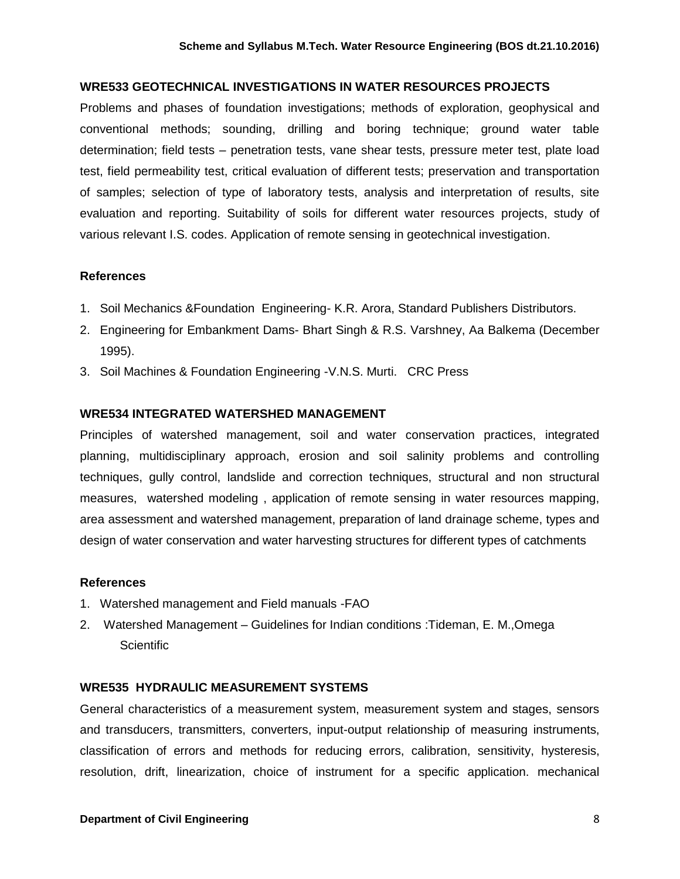### WRE533 GEOTECHNICAL INVESTIGATIONS IN WATER RESOURCES PROJECTS

Problems and phases of foundation investigations; methods of exploration, geophysical and conventional methods; sounding, drilling and boring technique; ground water table determination; field tests – penetration tests, vane shear tests, pressure meter test, plate load test, field permeability test, critical evaluation of different tests; preservation and transportation of samples; selection of type of laboratory tests, analysis and interpretation of results, site evaluation and reporting. Suitability of soils for different water resources projects, study of various relevant I.S. codes. Application of remote sensing in geotechnical investigation.

#### References

1. Soil Mechanics &Foundation Engineering- K.R. Arora, Standard Publishers Distributors.
2. Engineering for Embankment Dams- Bhart Singh & R.S. Varshney, Aa Balkema (December 1995).
3. Soil Machines & Foundation Engineering -V.N.S. Murti. CRC Press

### WRE534 INTEGRATED WATERSHED MANAGEMENT

Principles of watershed management, soil and water conservation practices, integrated planning, multidisciplinary approach, erosion and soil salinity problems and controlling techniques, gully control, landslide and correction techniques, structural and non structural measures, watershed modeling , application of remote sensing in water resources mapping, area assessment and watershed management, preparation of land drainage scheme, types and design of water conservation and water harvesting structures for different types of catchments

#### References

1. Watershed management and Field manuals -FAO
2. Watershed Management – Guidelines for Indian conditions :Tideman, E. M.,Omega Scientific

### WRE535 HYDRAULIC MEASUREMENT SYSTEMS

General characteristics of a measurement system, measurement system and stages, sensors and transducers, transmitters, converters, input-output relationship of measuring instruments, classification of errors and methods for reducing errors, calibration, sensitivity, hysteresis, resolution, drift, linearization, choice of instrument for a specific application. mechanical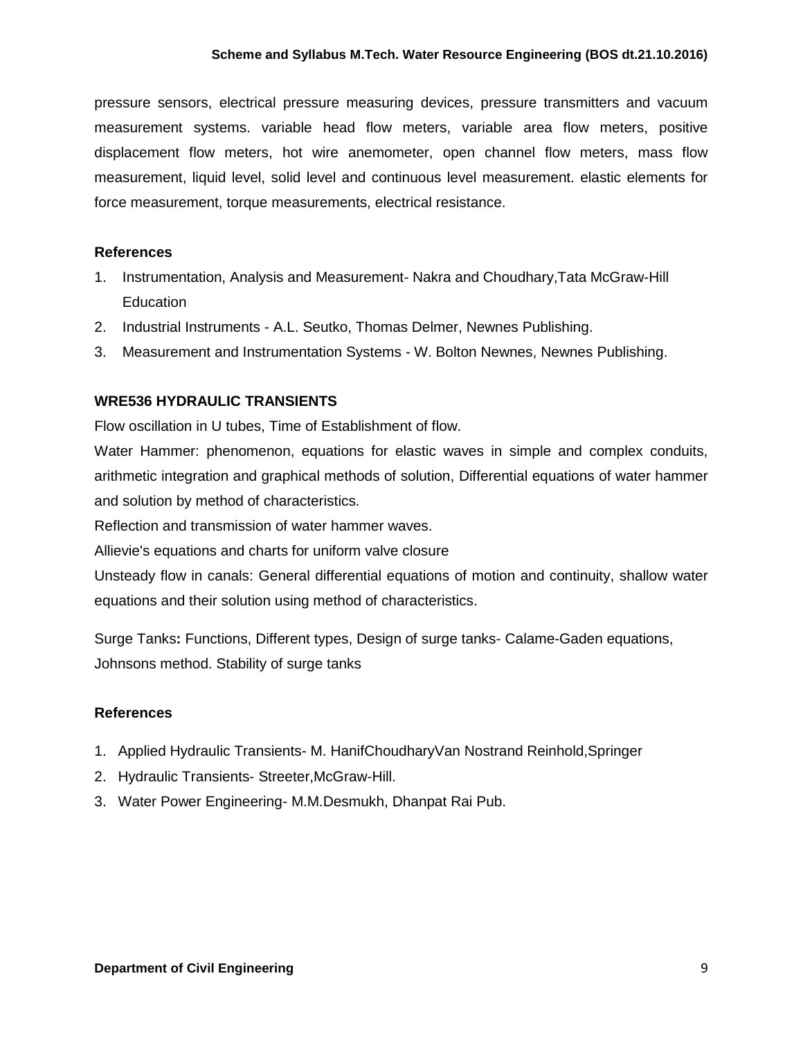pressure sensors, electrical pressure measuring devices, pressure transmitters and vacuum measurement systems. variable head flow meters, variable area flow meters, positive displacement flow meters, hot wire anemometer, open channel flow meters, mass flow measurement, liquid level, solid level and continuous level measurement. elastic elements for force measurement, torque measurements, electrical resistance.

**References**

1. Instrumentation, Analysis and Measurement- Nakra and Choudhary,Tata McGraw-Hill Education
2. Industrial Instruments - A.L. Seutko, Thomas Delmer, Newnes Publishing.
3. Measurement and Instrumentation Systems - W. Bolton Newnes, Newnes Publishing.

### WRE536 HYDRAULIC TRANSIENTS

Flow oscillation in U tubes, Time of Establishment of flow.

Water Hammer: phenomenon, equations for elastic waves in simple and complex conduits, arithmetic integration and graphical methods of solution, Differential equations of water hammer and solution by method of characteristics.

Reflection and transmission of water hammer waves.

Allievie's equations and charts for uniform valve closure

Unsteady flow in canals: General differential equations of motion and continuity, shallow water equations and their solution using method of characteristics.

Surge Tanks**:** Functions, Different types, Design of surge tanks- Calame-Gaden equations, Johnsons method. Stability of surge tanks

**References**

1. Applied Hydraulic Transients- M. HanifChoudharyVan Nostrand Reinhold,Springer
2. Hydraulic Transients- Streeter,McGraw-Hill.
3. Water Power Engineering- M.M.Desmukh, Dhanpat Rai Pub.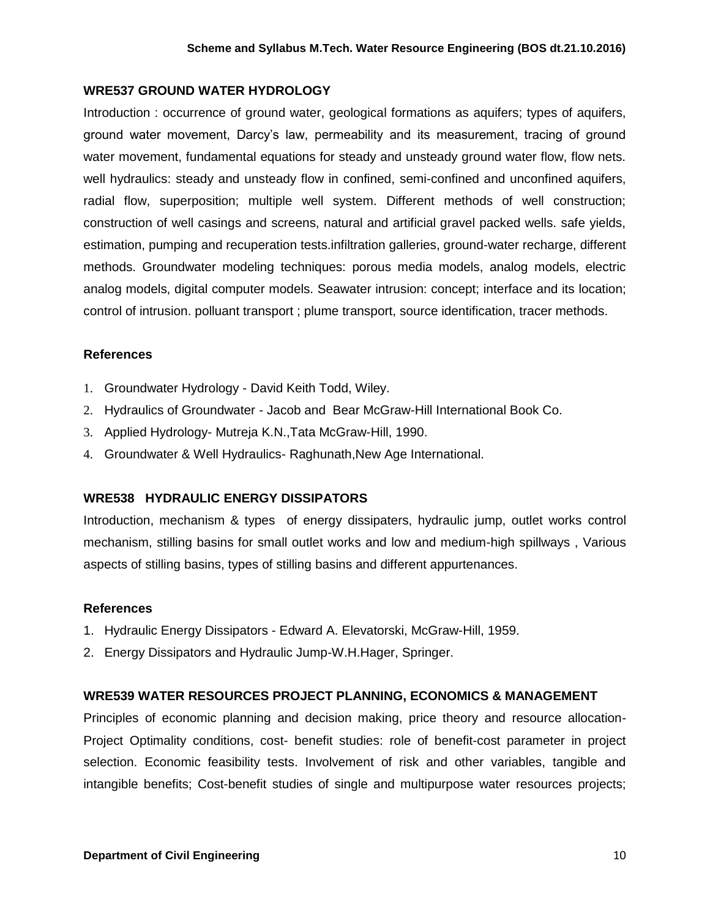### WRE537 GROUND WATER HYDROLOGY

Introduction : occurrence of ground water, geological formations as aquifers; types of aquifers, ground water movement, Darcy's law, permeability and its measurement, tracing of ground water movement, fundamental equations for steady and unsteady ground water flow, flow nets. well hydraulics: steady and unsteady flow in confined, semi-confined and unconfined aquifers, radial flow, superposition; multiple well system. Different methods of well construction; construction of well casings and screens, natural and artificial gravel packed wells. safe yields, estimation, pumping and recuperation tests.infiltration galleries, ground-water recharge, different methods. Groundwater modeling techniques: porous media models, analog models, electric analog models, digital computer models. Seawater intrusion: concept; interface and its location; control of intrusion. polluant transport ; plume transport, source identification, tracer methods.

#### References

1. Groundwater Hydrology - David Keith Todd, Wiley.
2. Hydraulics of Groundwater - Jacob and Bear McGraw-Hill International Book Co.
3. Applied Hydrology- Mutreja K.N.,Tata McGraw-Hill, 1990.
4. Groundwater & Well Hydraulics- Raghunath,New Age International.

### WRE538 HYDRAULIC ENERGY DISSIPATORS

Introduction, mechanism & types of energy dissipaters, hydraulic jump, outlet works control mechanism, stilling basins for small outlet works and low and medium-high spillways , Various aspects of stilling basins, types of stilling basins and different appurtenances.

#### References

1. Hydraulic Energy Dissipators - Edward A. Elevatorski, McGraw-Hill, 1959.
2. Energy Dissipators and Hydraulic Jump-W.H.Hager, Springer.

### WRE539 WATER RESOURCES PROJECT PLANNING, ECONOMICS & MANAGEMENT

Principles of economic planning and decision making, price theory and resource allocation-Project Optimality conditions, cost- benefit studies: role of benefit-cost parameter in project selection. Economic feasibility tests. Involvement of risk and other variables, tangible and intangible benefits; Cost-benefit studies of single and multipurpose water resources projects;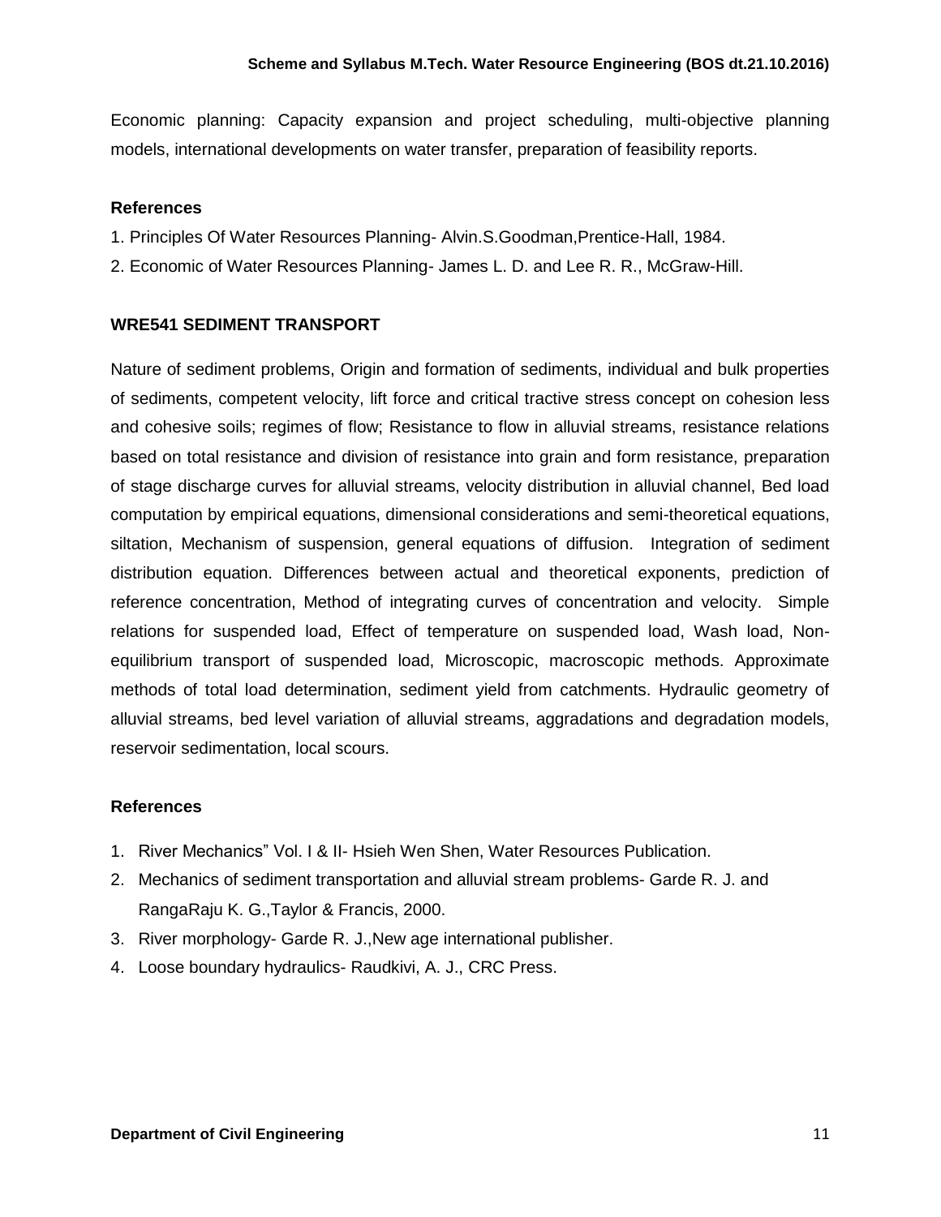Economic planning: Capacity expansion and project scheduling, multi-objective planning models, international developments on water transfer, preparation of feasibility reports.

**References**

1. Principles Of Water Resources Planning- Alvin.S.Goodman,Prentice-Hall, 1984.
2. Economic of Water Resources Planning- James L. D. and Lee R. R., McGraw-Hill.

**WRE541 SEDIMENT TRANSPORT**

Nature of sediment problems, Origin and formation of sediments, individual and bulk properties of sediments, competent velocity, lift force and critical tractive stress concept on cohesion less and cohesive soils; regimes of flow; Resistance to flow in alluvial streams, resistance relations based on total resistance and division of resistance into grain and form resistance, preparation of stage discharge curves for alluvial streams, velocity distribution in alluvial channel, Bed load computation by empirical equations, dimensional considerations and semi-theoretical equations, siltation, Mechanism of suspension, general equations of diffusion. Integration of sediment distribution equation. Differences between actual and theoretical exponents, prediction of reference concentration, Method of integrating curves of concentration and velocity. Simple relations for suspended load, Effect of temperature on suspended load, Wash load, Non-equilibrium transport of suspended load, Microscopic, macroscopic methods. Approximate methods of total load determination, sediment yield from catchments. Hydraulic geometry of alluvial streams, bed level variation of alluvial streams, aggradations and degradation models, reservoir sedimentation, local scours.

**References**

1. River Mechanics" Vol. I & II- Hsieh Wen Shen, Water Resources Publication.
2. Mechanics of sediment transportation and alluvial stream problems- Garde R. J. and RangaRaju K. G.,Taylor & Francis, 2000.
3. River morphology- Garde R. J.,New age international publisher.
4. Loose boundary hydraulics- Raudkivi, A. J., CRC Press.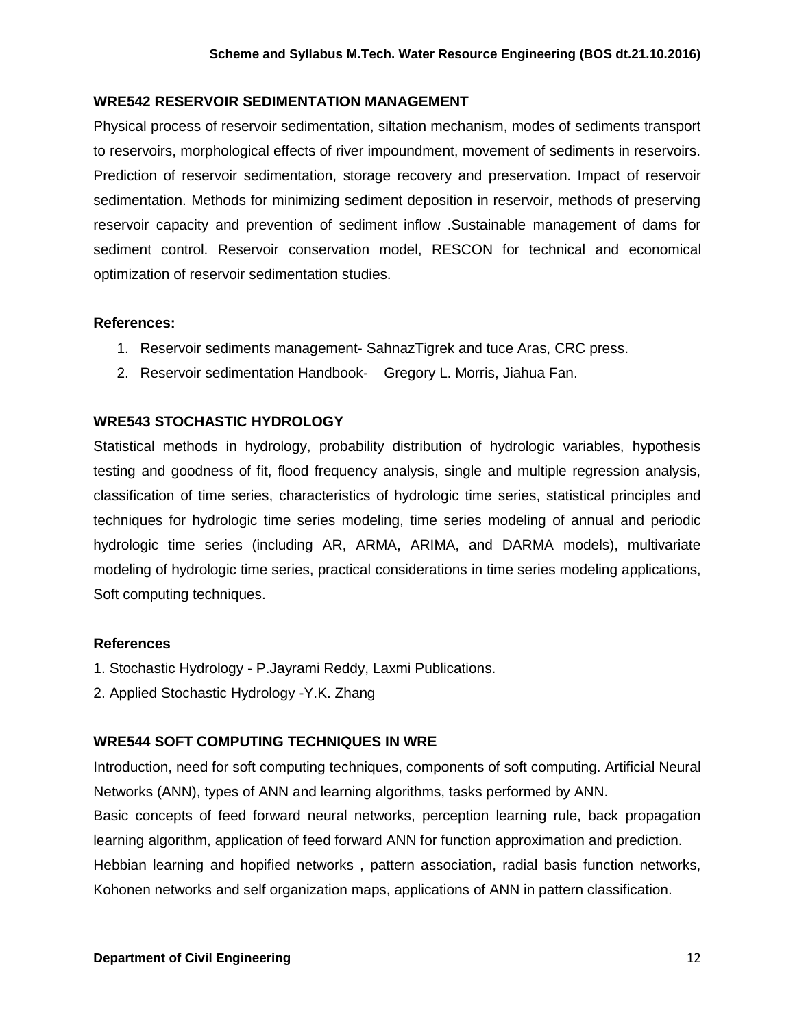### WRE542 RESERVOIR SEDIMENTATION MANAGEMENT

Physical process of reservoir sedimentation, siltation mechanism, modes of sediments transport to reservoirs, morphological effects of river impoundment, movement of sediments in reservoirs. Prediction of reservoir sedimentation, storage recovery and preservation. Impact of reservoir sedimentation. Methods for minimizing sediment deposition in reservoir, methods of preserving reservoir capacity and prevention of sediment inflow .Sustainable management of dams for sediment control. Reservoir conservation model, RESCON for technical and economical optimization of reservoir sedimentation studies.

**References:**

1. Reservoir sediments management- SahnazTigrek and tuce Aras, CRC press.
2. Reservoir sedimentation Handbook- Gregory L. Morris, Jiahua Fan.

### WRE543 STOCHASTIC HYDROLOGY

Statistical methods in hydrology, probability distribution of hydrologic variables, hypothesis testing and goodness of fit, flood frequency analysis, single and multiple regression analysis, classification of time series, characteristics of hydrologic time series, statistical principles and techniques for hydrologic time series modeling, time series modeling of annual and periodic hydrologic time series (including AR, ARMA, ARIMA, and DARMA models), multivariate modeling of hydrologic time series, practical considerations in time series modeling applications, Soft computing techniques.

**References**

1. Stochastic Hydrology - P.Jayrami Reddy, Laxmi Publications.
2. Applied Stochastic Hydrology -Y.K. Zhang

### WRE544 SOFT COMPUTING TECHNIQUES IN WRE

Introduction, need for soft computing techniques, components of soft computing. Artificial Neural Networks (ANN), types of ANN and learning algorithms, tasks performed by ANN.

Basic concepts of feed forward neural networks, perception learning rule, back propagation learning algorithm, application of feed forward ANN for function approximation and prediction.

Hebbian learning and hopified networks , pattern association, radial basis function networks, Kohonen networks and self organization maps, applications of ANN in pattern classification.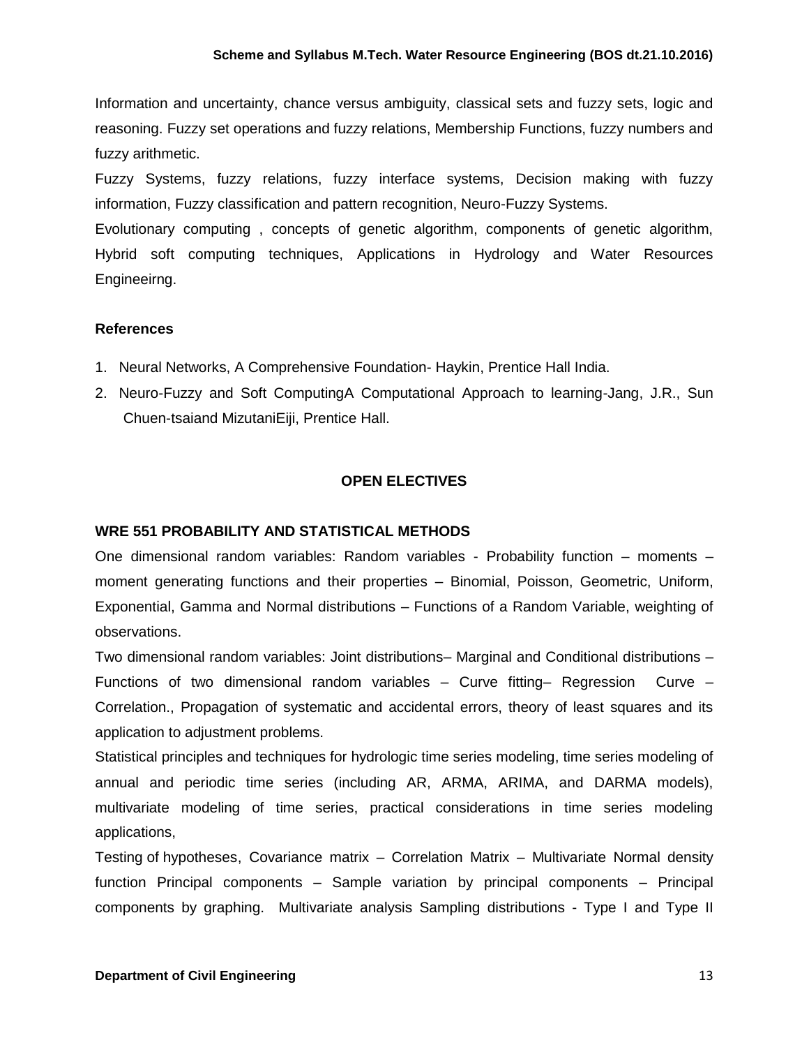Information and uncertainty, chance versus ambiguity, classical sets and fuzzy sets, logic and reasoning. Fuzzy set operations and fuzzy relations, Membership Functions, fuzzy numbers and fuzzy arithmetic.

Fuzzy Systems, fuzzy relations, fuzzy interface systems, Decision making with fuzzy information, Fuzzy classification and pattern recognition, Neuro-Fuzzy Systems.

Evolutionary computing , concepts of genetic algorithm, components of genetic algorithm, Hybrid soft computing techniques, Applications in Hydrology and Water Resources Engineeirng.

**References**

1. Neural Networks, A Comprehensive Foundation- Haykin, Prentice Hall India.
2. Neuro-Fuzzy and Soft ComputingA Computational Approach to learning-Jang, J.R., Sun Chuen-tsaiand MizutaniEiji, Prentice Hall.

## OPEN ELECTIVES

### WRE 551 PROBABILITY AND STATISTICAL METHODS

One dimensional random variables: Random variables - Probability function – moments – moment generating functions and their properties – Binomial, Poisson, Geometric, Uniform, Exponential, Gamma and Normal distributions – Functions of a Random Variable, weighting of observations.

Two dimensional random variables: Joint distributions– Marginal and Conditional distributions – Functions of two dimensional random variables – Curve fitting– Regression Curve – Correlation., Propagation of systematic and accidental errors, theory of least squares and its application to adjustment problems.

Statistical principles and techniques for hydrologic time series modeling, time series modeling of annual and periodic time series (including AR, ARMA, ARIMA, and DARMA models), multivariate modeling of time series, practical considerations in time series modeling applications,

Testing of hypotheses, Covariance matrix – Correlation Matrix – Multivariate Normal density function Principal components – Sample variation by principal components – Principal components by graphing. Multivariate analysis Sampling distributions - Type I and Type II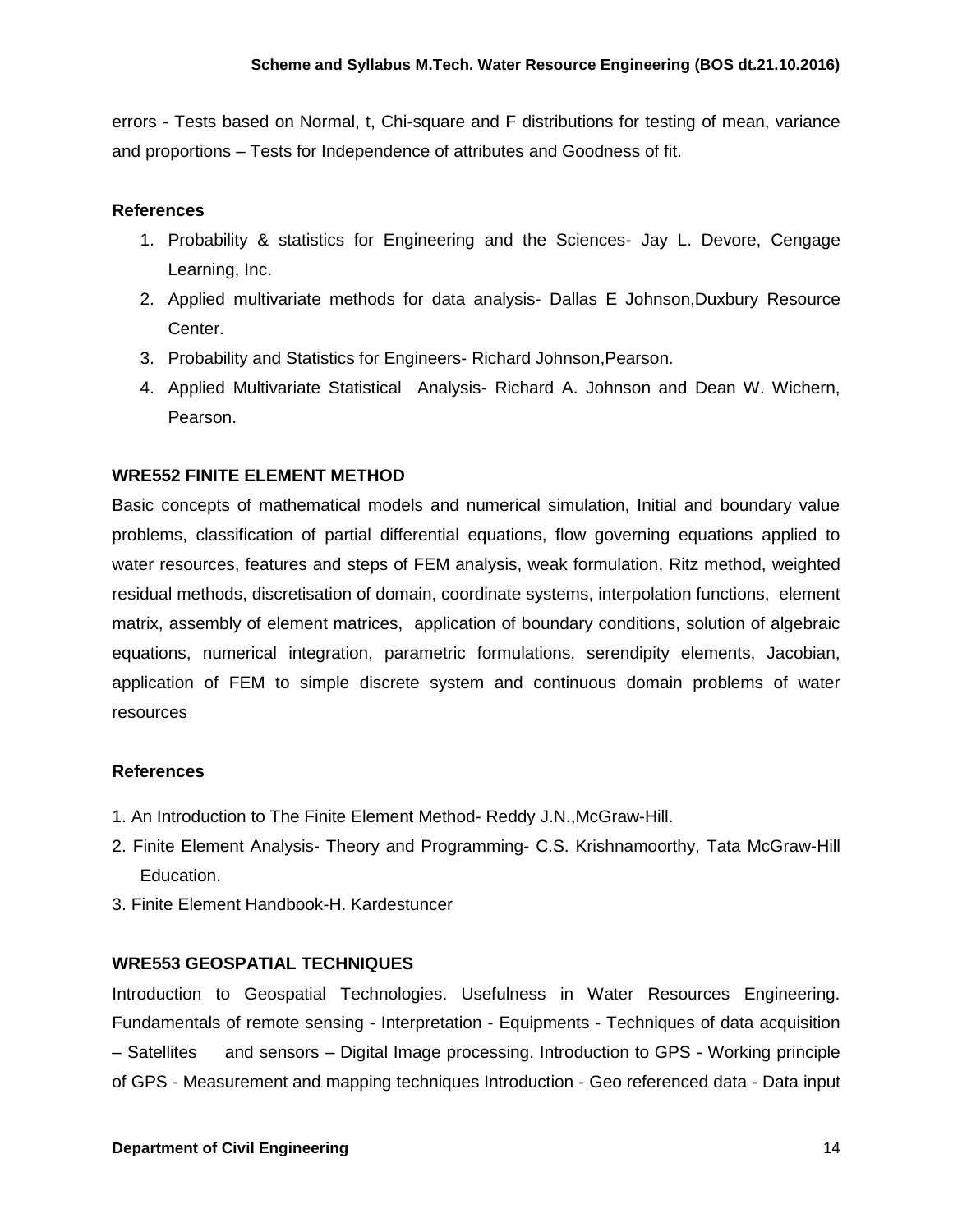errors - Tests based on Normal, t, Chi-square and F distributions for testing of mean, variance and proportions – Tests for Independence of attributes and Goodness of fit.

**References**

1. Probability & statistics for Engineering and the Sciences- Jay L. Devore, Cengage Learning, Inc.
2. Applied multivariate methods for data analysis- Dallas E Johnson,Duxbury Resource Center.
3. Probability and Statistics for Engineers- Richard Johnson,Pearson.
4. Applied Multivariate Statistical Analysis- Richard A. Johnson and Dean W. Wichern, Pearson.

**WRE552 FINITE ELEMENT METHOD**

Basic concepts of mathematical models and numerical simulation, Initial and boundary value problems, classification of partial differential equations, flow governing equations applied to water resources, features and steps of FEM analysis, weak formulation, Ritz method, weighted residual methods, discretisation of domain, coordinate systems, interpolation functions, element matrix, assembly of element matrices, application of boundary conditions, solution of algebraic equations, numerical integration, parametric formulations, serendipity elements, Jacobian, application of FEM to simple discrete system and continuous domain problems of water resources

**References**

1. An Introduction to The Finite Element Method- Reddy J.N.,McGraw-Hill.
2. Finite Element Analysis- Theory and Programming- C.S. Krishnamoorthy, Tata McGraw-Hill Education.
3. Finite Element Handbook-H. Kardestuncer

**WRE553 GEOSPATIAL TECHNIQUES**

Introduction to Geospatial Technologies. Usefulness in Water Resources Engineering. Fundamentals of remote sensing - Interpretation - Equipments - Techniques of data acquisition – Satellites and sensors – Digital Image processing. Introduction to GPS - Working principle of GPS - Measurement and mapping techniques Introduction - Geo referenced data - Data input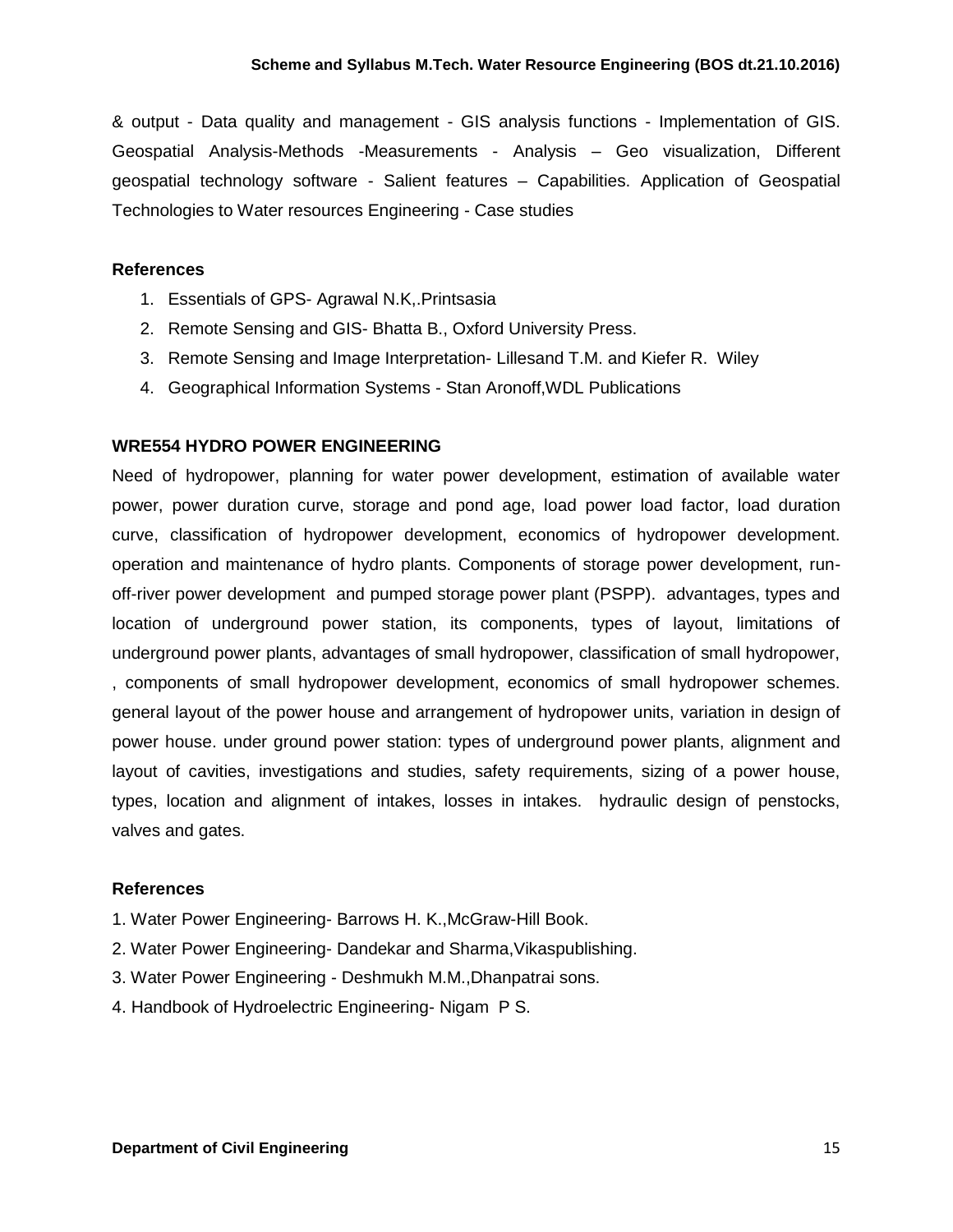& output - Data quality and management - GIS analysis functions - Implementation of GIS. Geospatial Analysis-Methods -Measurements - Analysis – Geo visualization, Different geospatial technology software - Salient features – Capabilities. Application of Geospatial Technologies to Water resources Engineering - Case studies

**References**

1. Essentials of GPS- Agrawal N.K,.Printsasia
2. Remote Sensing and GIS- Bhatta B., Oxford University Press.
3. Remote Sensing and Image Interpretation- Lillesand T.M. and Kiefer R. Wiley
4. Geographical Information Systems - Stan Aronoff,WDL Publications

**WRE554 HYDRO POWER ENGINEERING**

Need of hydropower, planning for water power development, estimation of available water power, power duration curve, storage and pond age, load power load factor, load duration curve, classification of hydropower development, economics of hydropower development. operation and maintenance of hydro plants. Components of storage power development, run-off-river power development and pumped storage power plant (PSPP). advantages, types and location of underground power station, its components, types of layout, limitations of underground power plants, advantages of small hydropower, classification of small hydropower, , components of small hydropower development, economics of small hydropower schemes. general layout of the power house and arrangement of hydropower units, variation in design of power house. under ground power station: types of underground power plants, alignment and layout of cavities, investigations and studies, safety requirements, sizing of a power house, types, location and alignment of intakes, losses in intakes. hydraulic design of penstocks, valves and gates.

**References**

1. Water Power Engineering- Barrows H. K.,McGraw-Hill Book.
2. Water Power Engineering- Dandekar and Sharma,Vikaspublishing.
3. Water Power Engineering - Deshmukh M.M.,Dhanpatrai sons.
4. Handbook of Hydroelectric Engineering- Nigam P S.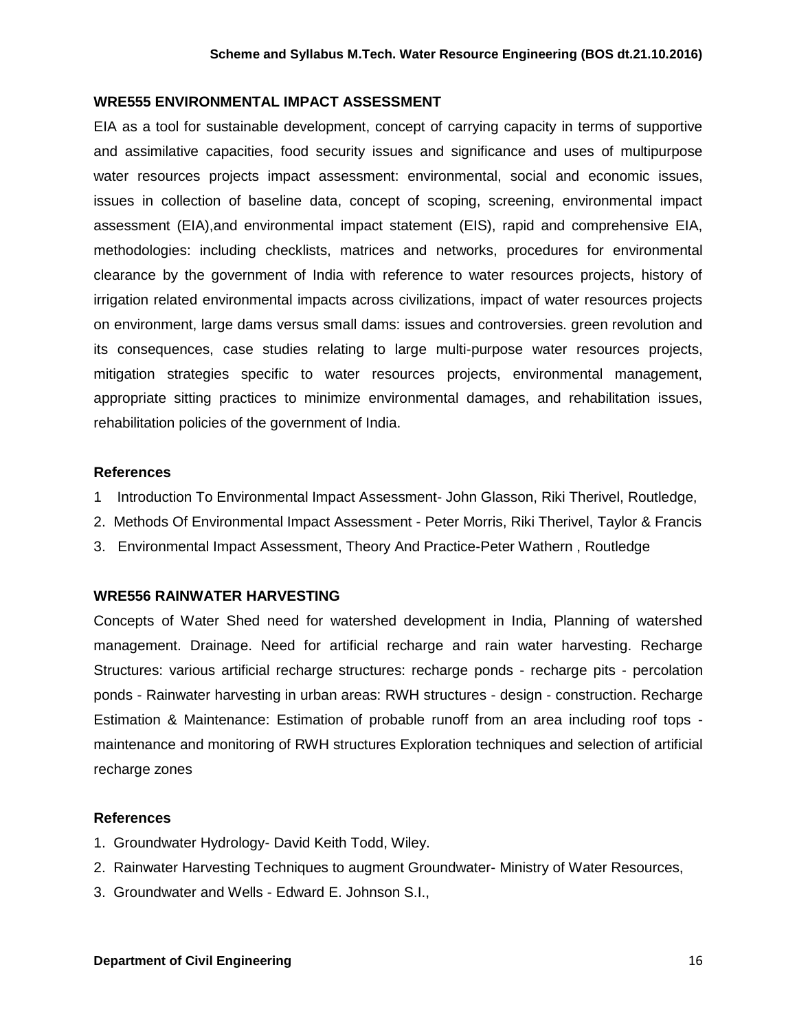## WRE555 ENVIRONMENTAL IMPACT ASSESSMENT

EIA as a tool for sustainable development, concept of carrying capacity in terms of supportive and assimilative capacities, food security issues and significance and uses of multipurpose water resources projects impact assessment: environmental, social and economic issues, issues in collection of baseline data, concept of scoping, screening, environmental impact assessment (EIA),and environmental impact statement (EIS), rapid and comprehensive EIA, methodologies: including checklists, matrices and networks, procedures for environmental clearance by the government of India with reference to water resources projects, history of irrigation related environmental impacts across civilizations, impact of water resources projects on environment, large dams versus small dams: issues and controversies. green revolution and its consequences, case studies relating to large multi-purpose water resources projects, mitigation strategies specific to water resources projects, environmental management, appropriate sitting practices to minimize environmental damages, and rehabilitation issues, rehabilitation policies of the government of India.

### References

1 Introduction To Environmental Impact Assessment- John Glasson, Riki Therivel, Routledge,
2. Methods Of Environmental Impact Assessment - Peter Morris, Riki Therivel, Taylor & Francis
3. Environmental Impact Assessment, Theory And Practice-Peter Wathern , Routledge

## WRE556 RAINWATER HARVESTING

Concepts of Water Shed need for watershed development in India, Planning of watershed management. Drainage. Need for artificial recharge and rain water harvesting. Recharge Structures: various artificial recharge structures: recharge ponds - recharge pits - percolation ponds - Rainwater harvesting in urban areas: RWH structures - design - construction. Recharge Estimation & Maintenance: Estimation of probable runoff from an area including roof tops - maintenance and monitoring of RWH structures Exploration techniques and selection of artificial recharge zones

### References

1. Groundwater Hydrology- David Keith Todd, Wiley.
2. Rainwater Harvesting Techniques to augment Groundwater- Ministry of Water Resources,
3. Groundwater and Wells - Edward E. Johnson S.I.,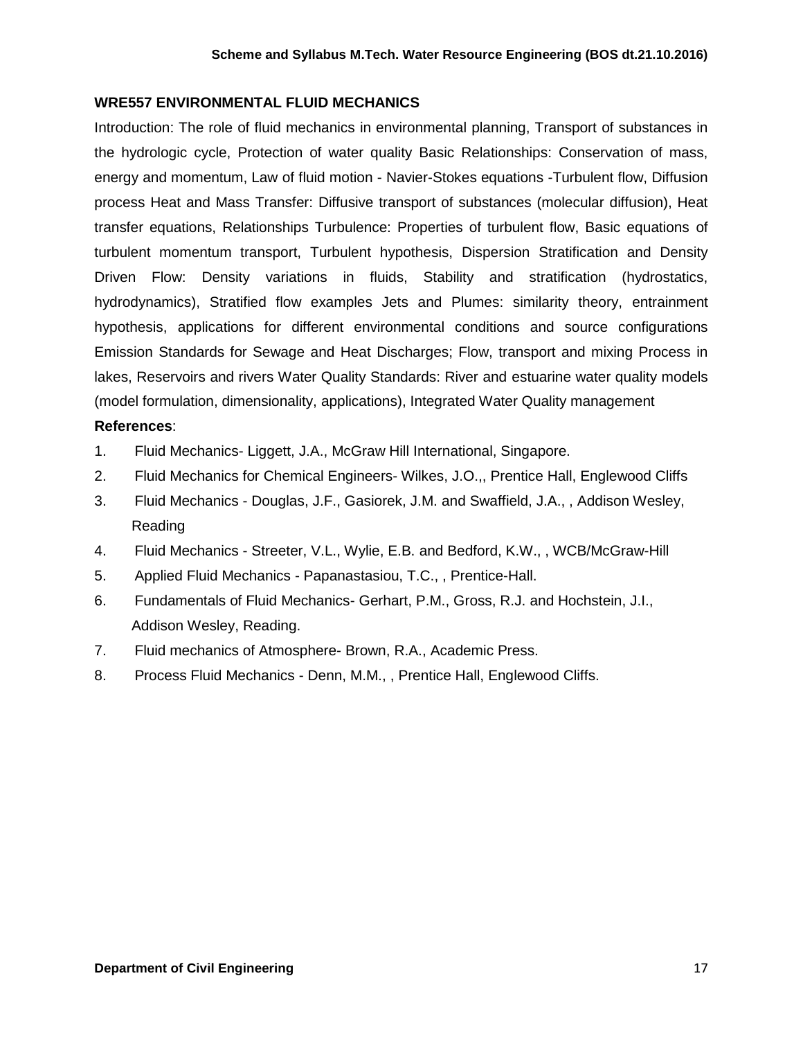## WRE557 ENVIRONMENTAL FLUID MECHANICS

Introduction: The role of fluid mechanics in environmental planning, Transport of substances in the hydrologic cycle, Protection of water quality Basic Relationships: Conservation of mass, energy and momentum, Law of fluid motion - Navier-Stokes equations -Turbulent flow, Diffusion process Heat and Mass Transfer: Diffusive transport of substances (molecular diffusion), Heat transfer equations, Relationships Turbulence: Properties of turbulent flow, Basic equations of turbulent momentum transport, Turbulent hypothesis, Dispersion Stratification and Density Driven Flow: Density variations in fluids, Stability and stratification (hydrostatics, hydrodynamics), Stratified flow examples Jets and Plumes: similarity theory, entrainment hypothesis, applications for different environmental conditions and source configurations Emission Standards for Sewage and Heat Discharges; Flow, transport and mixing Process in lakes, Reservoirs and rivers Water Quality Standards: River and estuarine water quality models (model formulation, dimensionality, applications), Integrated Water Quality management

**References**:

1. Fluid Mechanics- Liggett, J.A., McGraw Hill International, Singapore.
2. Fluid Mechanics for Chemical Engineers- Wilkes, J.O.,, Prentice Hall, Englewood Cliffs
3. Fluid Mechanics - Douglas, J.F., Gasiorek, J.M. and Swaffield, J.A., , Addison Wesley, Reading
4. Fluid Mechanics - Streeter, V.L., Wylie, E.B. and Bedford, K.W., , WCB/McGraw-Hill
5. Applied Fluid Mechanics - Papanastasiou, T.C., , Prentice-Hall.
6. Fundamentals of Fluid Mechanics- Gerhart, P.M., Gross, R.J. and Hochstein, J.I., Addison Wesley, Reading.
7. Fluid mechanics of Atmosphere- Brown, R.A., Academic Press.
8. Process Fluid Mechanics - Denn, M.M., , Prentice Hall, Englewood Cliffs.